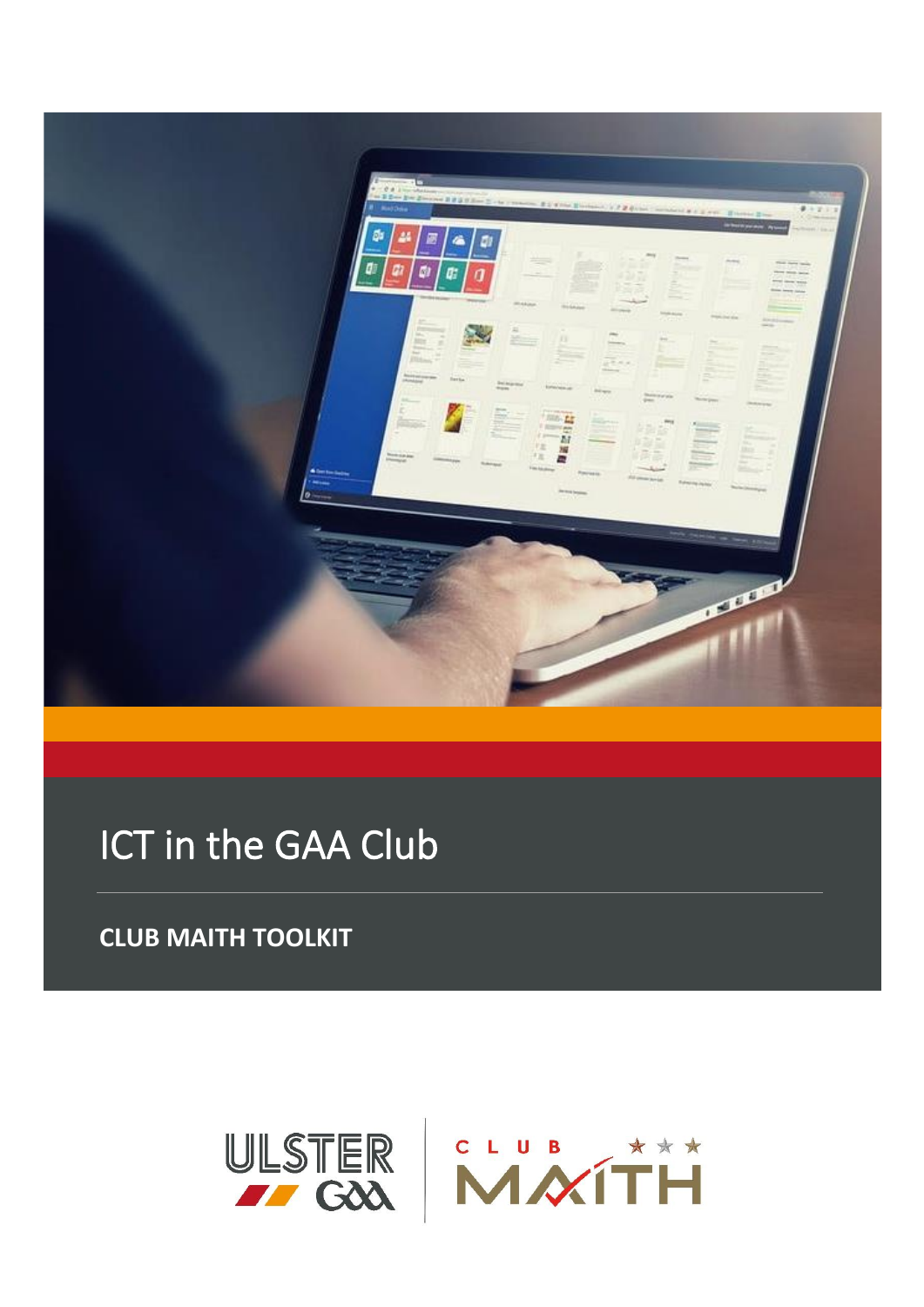# ICT in the GAA Club

## CLUB MAITH TOOLKIT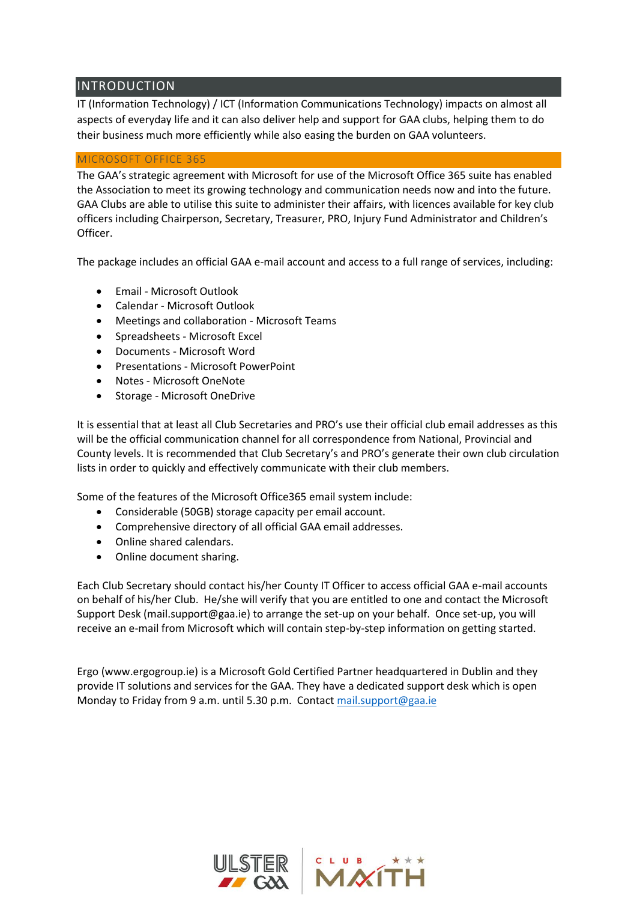## INTRODUCTION

IT (Information Technology) / ICT (Information Communications Technology) impacts on almost all aspects of everyday life and it can also deliver help and support for GAA clubs, helping them to do their business much more efficiently while also easing the burden on GAA volunteers.

### MICROSOFT OFFICE 365

The GAA's strategic agreement with Microsoft for use of the Microsoft Office 365 suite has enabled the Association to meet its growing technology and communication needs now and into the future. GAA Clubs are able to utilise this suite to administer their affairs, with licences available for key club officers including Chairperson, Secretary, Treasurer, PRO, Injury Fund Administrator and Children's Officer.

The package includes an official GAA e-mail account and access to a full range of services, including:

- Email - Microsoft Outlook
- Calendar - Microsoft Outlook
- Meetings and collaboration - Microsoft Teams
- Spreadsheets - Microsoft Excel
- Documents - Microsoft Word
- Presentations - Microsoft PowerPoint
- Notes - Microsoft OneNote
- Storage - Microsoft OneDrive

It is essential that at least all Club Secretaries and PRO's use their official club email addresses as this will be the official communication channel for all correspondence from National, Provincial and County levels. It is recommended that Club Secretary's and PRO's generate their own club circulation lists in order to quickly and effectively communicate with their club members.

Some of the features of the Microsoft Office365 email system include:

- Considerable (50GB) storage capacity per email account.
- Comprehensive directory of all official GAA email addresses.
- Online shared calendars.
- Online document sharing.

Each Club Secretary should contact his/her County IT Officer to access official GAA e-mail accounts on behalf of his/her Club. He/she will verify that you are entitled to one and contact the Microsoft Support Desk (mail.support@gaa.ie) to arrange the set-up on your behalf. Once set-up, you will receive an e-mail from Microsoft which will contain step-by-step information on getting started.

Ergo (www.ergogroup.ie) is a Microsoft Gold Certified Partner headquartered in Dublin and they provide IT solutions and services for the GAA. They have a dedicated support desk which is open Monday to Friday from 9 a.m. until 5.30 p.m. Contact mail.support@gaa.ie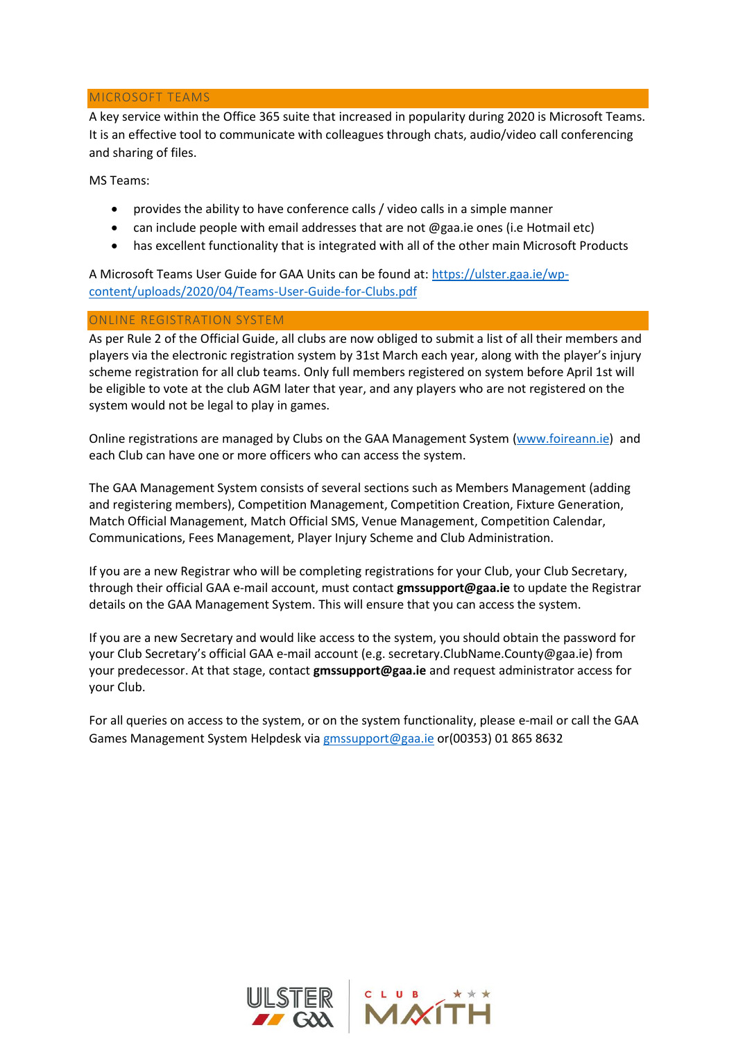## MICROSOFT TEAMS

A key service within the Office 365 suite that increased in popularity during 2020 is Microsoft Teams. It is an effective tool to communicate with colleagues through chats, audio/video call conferencing and sharing of files.

MS Teams:

- provides the ability to have conference calls / video calls in a simple manner
- can include people with email addresses that are not @gaa.ie ones (i.e Hotmail etc)
- has excellent functionality that is integrated with all of the other main Microsoft Products

A Microsoft Teams User Guide for GAA Units can be found at: https://ulster.gaa.ie/wp-content/uploads/2020/04/Teams-User-Guide-for-Clubs.pdf

## ONLINE REGISTRATION SYSTEM

As per Rule 2 of the Official Guide, all clubs are now obliged to submit a list of all their members and players via the electronic registration system by 31st March each year, along with the player's injury scheme registration for all club teams. Only full members registered on system before April 1st will be eligible to vote at the club AGM later that year, and any players who are not registered on the system would not be legal to play in games.

Online registrations are managed by Clubs on the GAA Management System (www.foireann.ie) and each Club can have one or more officers who can access the system.

The GAA Management System consists of several sections such as Members Management (adding and registering members), Competition Management, Competition Creation, Fixture Generation, Match Official Management, Match Official SMS, Venue Management, Competition Calendar, Communications, Fees Management, Player Injury Scheme and Club Administration.

If you are a new Registrar who will be completing registrations for your Club, your Club Secretary, through their official GAA e-mail account, must contact **gmssupport@gaa.ie** to update the Registrar details on the GAA Management System. This will ensure that you can access the system.

If you are a new Secretary and would like access to the system, you should obtain the password for your Club Secretary's official GAA e-mail account (e.g. secretary.ClubName.County@gaa.ie) from your predecessor. At that stage, contact **gmssupport@gaa.ie** and request administrator access for your Club.

For all queries on access to the system, or on the system functionality, please e-mail or call the GAA Games Management System Helpdesk via gmssupport@gaa.ie or(00353) 01 865 8632